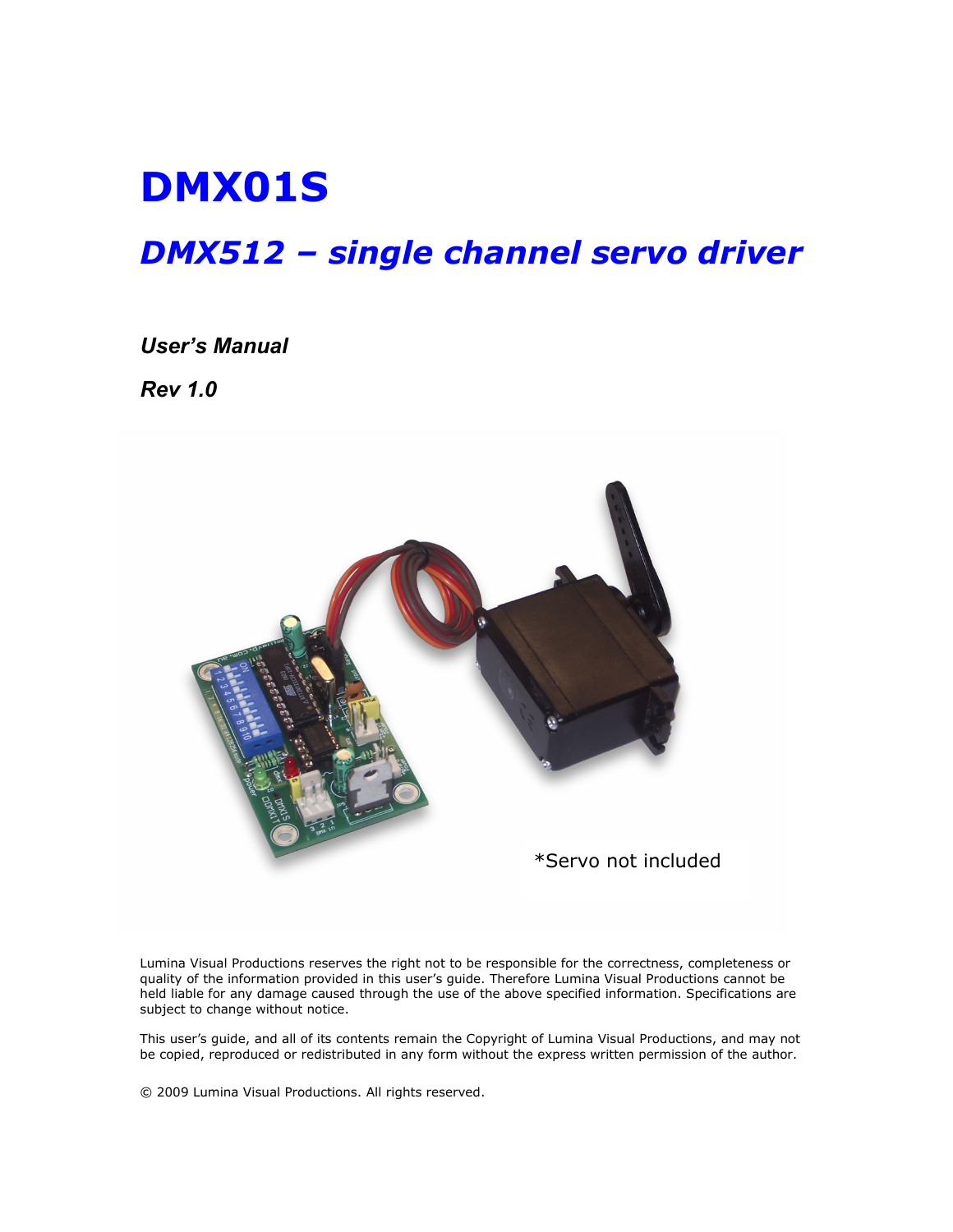# DMX01S

## *DMX512 – single channel servo driver*

***User's Manual***

***Rev 1.0***

*Servo not included

Lumina Visual Productions reserves the right not to be responsible for the correctness, completeness or quality of the information provided in this user's guide. Therefore Lumina Visual Productions cannot be held liable for any damage caused through the use of the above specified information. Specifications are subject to change without notice.

This user's guide, and all of its contents remain the Copyright of Lumina Visual Productions, and may not be copied, reproduced or redistributed in any form without the express written permission of the author.

© 2009 Lumina Visual Productions. All rights reserved.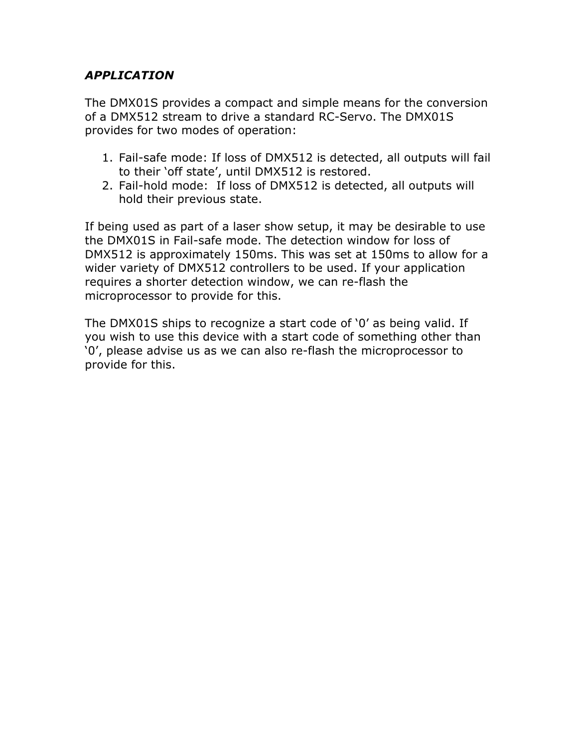***APPLICATION***

The DMX01S provides a compact and simple means for the conversion of a DMX512 stream to drive a standard RC-Servo. The DMX01S provides for two modes of operation:

1. Fail-safe mode: If loss of DMX512 is detected, all outputs will fail to their 'off state', until DMX512 is restored.
2. Fail-hold mode: If loss of DMX512 is detected, all outputs will hold their previous state.

If being used as part of a laser show setup, it may be desirable to use the DMX01S in Fail-safe mode. The detection window for loss of DMX512 is approximately 150ms. This was set at 150ms to allow for a wider variety of DMX512 controllers to be used. If your application requires a shorter detection window, we can re-flash the microprocessor to provide for this.

The DMX01S ships to recognize a start code of '0' as being valid. If you wish to use this device with a start code of something other than '0', please advise us as we can also re-flash the microprocessor to provide for this.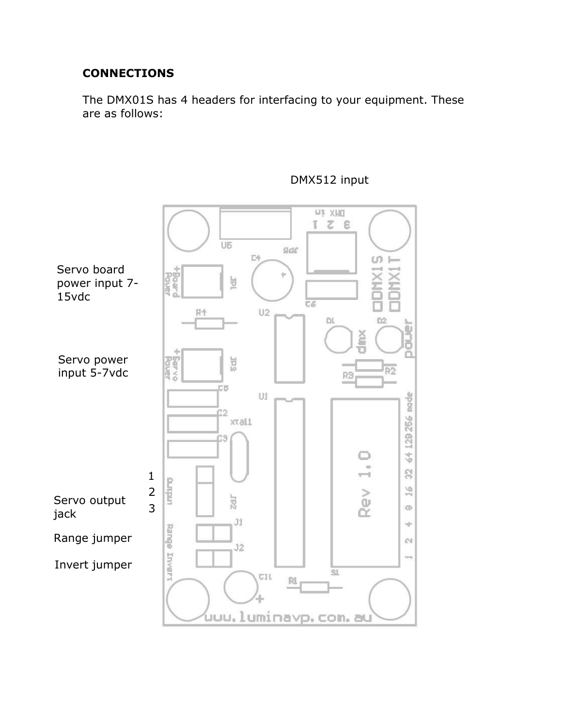**CONNECTIONS**

The DMX01S has 4 headers for interfacing to your equipment. These are as follows:

DMX512 input

Servo board power input 7-15vdc

Servo power input 5-7vdc

1
2
3

Servo output jack

Range jumper

Invert jumper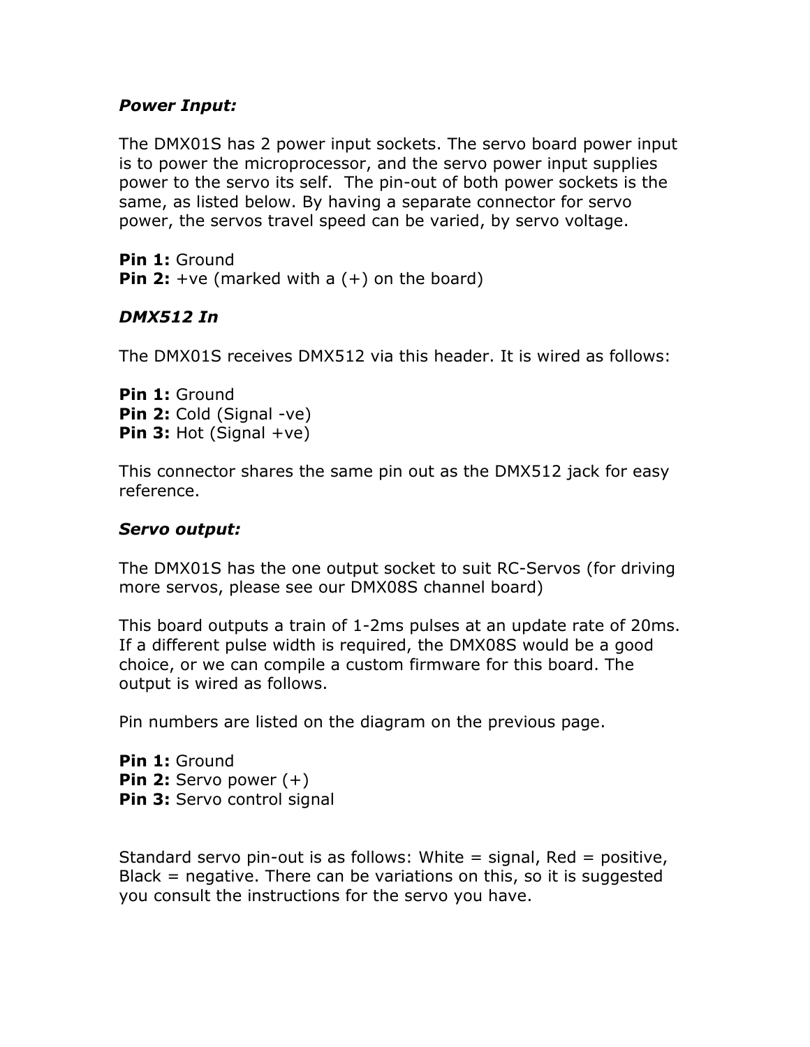### *Power Input:*

The DMX01S has 2 power input sockets. The servo board power input is to power the microprocessor, and the servo power input supplies power to the servo its self. The pin-out of both power sockets is the same, as listed below. By having a separate connector for servo power, the servos travel speed can be varied, by servo voltage.

**Pin 1:** Ground
**Pin 2:** +ve (marked with a (+) on the board)

### *DMX512 In*

The DMX01S receives DMX512 via this header. It is wired as follows:

**Pin 1:** Ground
**Pin 2:** Cold (Signal -ve)
**Pin 3:** Hot (Signal +ve)

This connector shares the same pin out as the DMX512 jack for easy reference.

### *Servo output:*

The DMX01S has the one output socket to suit RC-Servos (for driving more servos, please see our DMX08S channel board)

This board outputs a train of 1-2ms pulses at an update rate of 20ms. If a different pulse width is required, the DMX08S would be a good choice, or we can compile a custom firmware for this board. The output is wired as follows.

Pin numbers are listed on the diagram on the previous page.

**Pin 1:** Ground
**Pin 2:** Servo power (+)
**Pin 3:** Servo control signal

Standard servo pin-out is as follows: White = signal, Red = positive, Black = negative. There can be variations on this, so it is suggested you consult the instructions for the servo you have.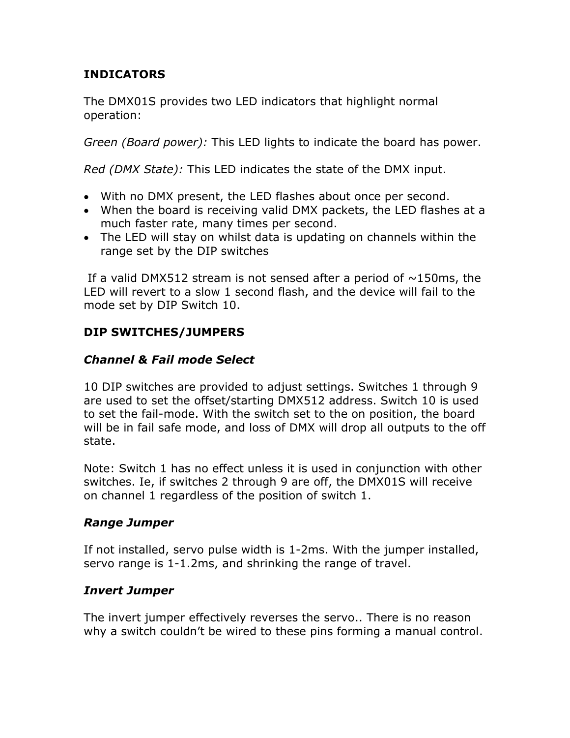## INDICATORS

The DMX01S provides two LED indicators that highlight normal operation:

*Green (Board power):* This LED lights to indicate the board has power.

*Red (DMX State):* This LED indicates the state of the DMX input.

- With no DMX present, the LED flashes about once per second.
- When the board is receiving valid DMX packets, the LED flashes at a much faster rate, many times per second.
- The LED will stay on whilst data is updating on channels within the range set by the DIP switches

If a valid DMX512 stream is not sensed after a period of ~150ms, the LED will revert to a slow 1 second flash, and the device will fail to the mode set by DIP Switch 10.

## DIP SWITCHES/JUMPERS

### *Channel & Fail mode Select*

10 DIP switches are provided to adjust settings. Switches 1 through 9 are used to set the offset/starting DMX512 address. Switch 10 is used to set the fail-mode. With the switch set to the on position, the board will be in fail safe mode, and loss of DMX will drop all outputs to the off state.

Note: Switch 1 has no effect unless it is used in conjunction with other switches. Ie, if switches 2 through 9 are off, the DMX01S will receive on channel 1 regardless of the position of switch 1.

### *Range Jumper*

If not installed, servo pulse width is 1-2ms. With the jumper installed, servo range is 1-1.2ms, and shrinking the range of travel.

### *Invert Jumper*

The invert jumper effectively reverses the servo.. There is no reason why a switch couldn't be wired to these pins forming a manual control.